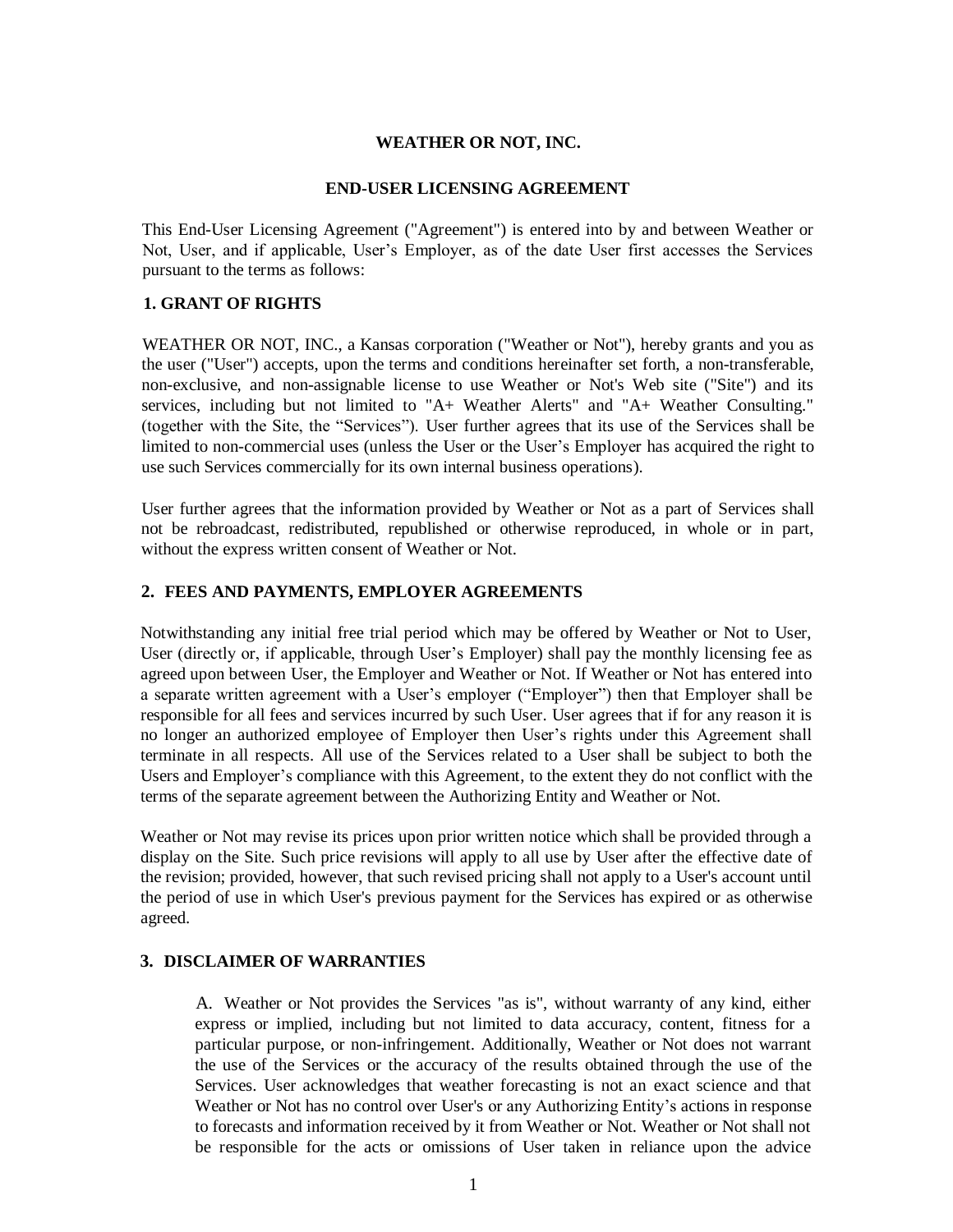# WEATHER OR NOT, INC.

## END-USER LICENSING AGREEMENT

This End-User Licensing Agreement ("Agreement") is entered into by and between Weather or Not, User, and if applicable, User's Employer, as of the date User first accesses the Services pursuant to the terms as follows:

### 1. GRANT OF RIGHTS

WEATHER OR NOT, INC., a Kansas corporation ("Weather or Not"), hereby grants and you as the user ("User") accepts, upon the terms and conditions hereinafter set forth, a non-transferable, non-exclusive, and non-assignable license to use Weather or Not's Web site ("Site") and its services, including but not limited to "A+ Weather Alerts" and "A+ Weather Consulting." (together with the Site, the "Services"). User further agrees that its use of the Services shall be limited to non-commercial uses (unless the User or the User's Employer has acquired the right to use such Services commercially for its own internal business operations).

User further agrees that the information provided by Weather or Not as a part of Services shall not be rebroadcast, redistributed, republished or otherwise reproduced, in whole or in part, without the express written consent of Weather or Not.

### 2. FEES AND PAYMENTS, EMPLOYER AGREEMENTS

Notwithstanding any initial free trial period which may be offered by Weather or Not to User, User (directly or, if applicable, through User's Employer) shall pay the monthly licensing fee as agreed upon between User, the Employer and Weather or Not. If Weather or Not has entered into a separate written agreement with a User's employer ("Employer") then that Employer shall be responsible for all fees and services incurred by such User. User agrees that if for any reason it is no longer an authorized employee of Employer then User's rights under this Agreement shall terminate in all respects. All use of the Services related to a User shall be subject to both the Users and Employer's compliance with this Agreement, to the extent they do not conflict with the terms of the separate agreement between the Authorizing Entity and Weather or Not.

Weather or Not may revise its prices upon prior written notice which shall be provided through a display on the Site. Such price revisions will apply to all use by User after the effective date of the revision; provided, however, that such revised pricing shall not apply to a User's account until the period of use in which User's previous payment for the Services has expired or as otherwise agreed.

### 3. DISCLAIMER OF WARRANTIES

A. Weather or Not provides the Services "as is", without warranty of any kind, either express or implied, including but not limited to data accuracy, content, fitness for a particular purpose, or non-infringement. Additionally, Weather or Not does not warrant the use of the Services or the accuracy of the results obtained through the use of the Services. User acknowledges that weather forecasting is not an exact science and that Weather or Not has no control over User's or any Authorizing Entity's actions in response to forecasts and information received by it from Weather or Not. Weather or Not shall not be responsible for the acts or omissions of User taken in reliance upon the advice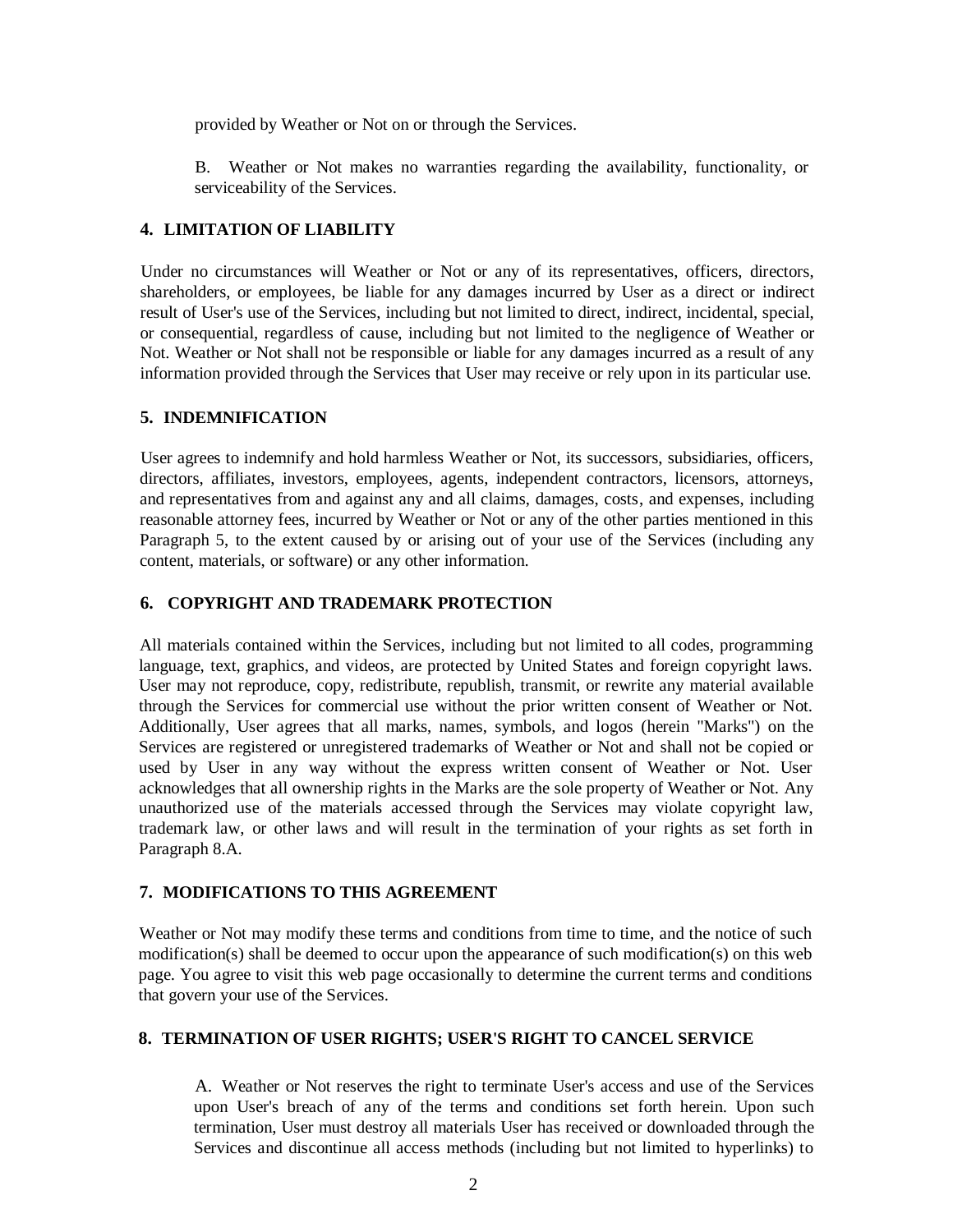provided by Weather or Not on or through the Services.

B. Weather or Not makes no warranties regarding the availability, functionality, or serviceability of the Services.

## 4. LIMITATION OF LIABILITY

Under no circumstances will Weather or Not or any of its representatives, officers, directors, shareholders, or employees, be liable for any damages incurred by User as a direct or indirect result of User's use of the Services, including but not limited to direct, indirect, incidental, special, or consequential, regardless of cause, including but not limited to the negligence of Weather or Not. Weather or Not shall not be responsible or liable for any damages incurred as a result of any information provided through the Services that User may receive or rely upon in its particular use.

## 5. INDEMNIFICATION

User agrees to indemnify and hold harmless Weather or Not, its successors, subsidiaries, officers, directors, affiliates, investors, employees, agents, independent contractors, licensors, attorneys, and representatives from and against any and all claims, damages, costs, and expenses, including reasonable attorney fees, incurred by Weather or Not or any of the other parties mentioned in this Paragraph 5, to the extent caused by or arising out of your use of the Services (including any content, materials, or software) or any other information.

## 6. COPYRIGHT AND TRADEMARK PROTECTION

All materials contained within the Services, including but not limited to all codes, programming language, text, graphics, and videos, are protected by United States and foreign copyright laws. User may not reproduce, copy, redistribute, republish, transmit, or rewrite any material available through the Services for commercial use without the prior written consent of Weather or Not. Additionally, User agrees that all marks, names, symbols, and logos (herein "Marks") on the Services are registered or unregistered trademarks of Weather or Not and shall not be copied or used by User in any way without the express written consent of Weather or Not. User acknowledges that all ownership rights in the Marks are the sole property of Weather or Not. Any unauthorized use of the materials accessed through the Services may violate copyright law, trademark law, or other laws and will result in the termination of your rights as set forth in Paragraph 8.A.

## 7. MODIFICATIONS TO THIS AGREEMENT

Weather or Not may modify these terms and conditions from time to time, and the notice of such modification(s) shall be deemed to occur upon the appearance of such modification(s) on this web page. You agree to visit this web page occasionally to determine the current terms and conditions that govern your use of the Services.

## 8. TERMINATION OF USER RIGHTS; USER'S RIGHT TO CANCEL SERVICE

A. Weather or Not reserves the right to terminate User's access and use of the Services upon User's breach of any of the terms and conditions set forth herein. Upon such termination, User must destroy all materials User has received or downloaded through the Services and discontinue all access methods (including but not limited to hyperlinks) to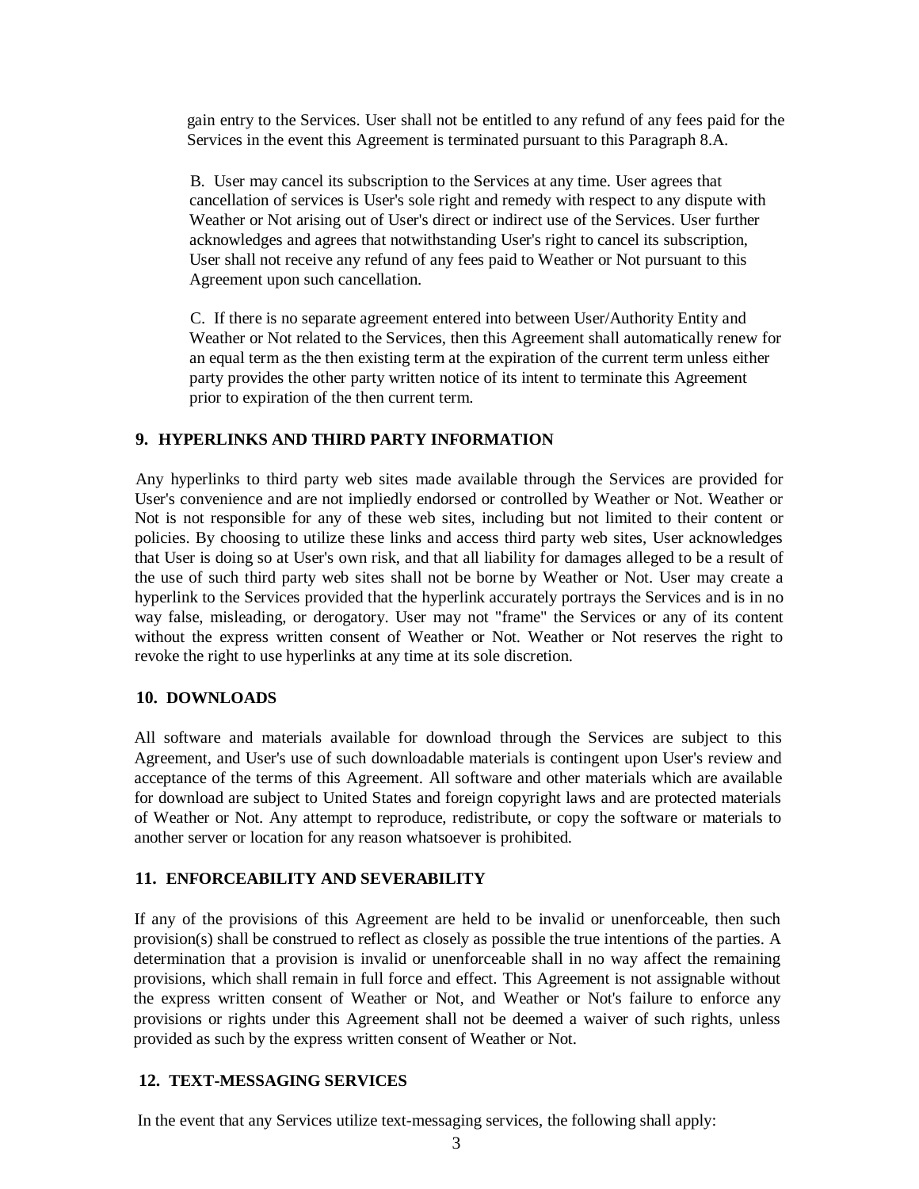gain entry to the Services. User shall not be entitled to any refund of any fees paid for the Services in the event this Agreement is terminated pursuant to this Paragraph 8.A.

B. User may cancel its subscription to the Services at any time. User agrees that cancellation of services is User's sole right and remedy with respect to any dispute with Weather or Not arising out of User's direct or indirect use of the Services. User further acknowledges and agrees that notwithstanding User's right to cancel its subscription, User shall not receive any refund of any fees paid to Weather or Not pursuant to this Agreement upon such cancellation.

C. If there is no separate agreement entered into between User/Authority Entity and Weather or Not related to the Services, then this Agreement shall automatically renew for an equal term as the then existing term at the expiration of the current term unless either party provides the other party written notice of its intent to terminate this Agreement prior to expiration of the then current term.

## 9. HYPERLINKS AND THIRD PARTY INFORMATION

Any hyperlinks to third party web sites made available through the Services are provided for User's convenience and are not impliedly endorsed or controlled by Weather or Not. Weather or Not is not responsible for any of these web sites, including but not limited to their content or policies. By choosing to utilize these links and access third party web sites, User acknowledges that User is doing so at User's own risk, and that all liability for damages alleged to be a result of the use of such third party web sites shall not be borne by Weather or Not. User may create a hyperlink to the Services provided that the hyperlink accurately portrays the Services and is in no way false, misleading, or derogatory. User may not "frame" the Services or any of its content without the express written consent of Weather or Not. Weather or Not reserves the right to revoke the right to use hyperlinks at any time at its sole discretion.

## 10. DOWNLOADS

All software and materials available for download through the Services are subject to this Agreement, and User's use of such downloadable materials is contingent upon User's review and acceptance of the terms of this Agreement. All software and other materials which are available for download are subject to United States and foreign copyright laws and are protected materials of Weather or Not. Any attempt to reproduce, redistribute, or copy the software or materials to another server or location for any reason whatsoever is prohibited.

## 11. ENFORCEABILITY AND SEVERABILITY

If any of the provisions of this Agreement are held to be invalid or unenforceable, then such provision(s) shall be construed to reflect as closely as possible the true intentions of the parties. A determination that a provision is invalid or unenforceable shall in no way affect the remaining provisions, which shall remain in full force and effect. This Agreement is not assignable without the express written consent of Weather or Not, and Weather or Not's failure to enforce any provisions or rights under this Agreement shall not be deemed a waiver of such rights, unless provided as such by the express written consent of Weather or Not.

## 12. TEXT-MESSAGING SERVICES

In the event that any Services utilize text-messaging services, the following shall apply: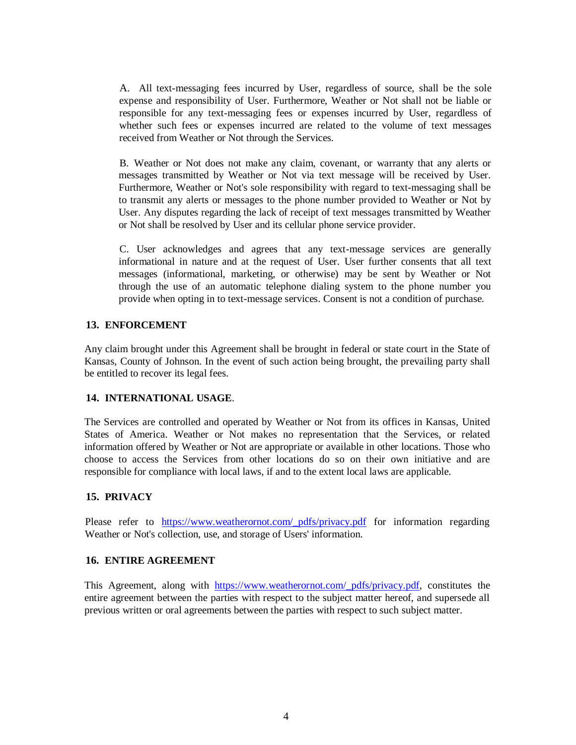A. All text-messaging fees incurred by User, regardless of source, shall be the sole expense and responsibility of User. Furthermore, Weather or Not shall not be liable or responsible for any text-messaging fees or expenses incurred by User, regardless of whether such fees or expenses incurred are related to the volume of text messages received from Weather or Not through the Services.

B. Weather or Not does not make any claim, covenant, or warranty that any alerts or messages transmitted by Weather or Not via text message will be received by User. Furthermore, Weather or Not's sole responsibility with regard to text-messaging shall be to transmit any alerts or messages to the phone number provided to Weather or Not by User. Any disputes regarding the lack of receipt of text messages transmitted by Weather or Not shall be resolved by User and its cellular phone service provider.

C. User acknowledges and agrees that any text-message services are generally informational in nature and at the request of User. User further consents that all text messages (informational, marketing, or otherwise) may be sent by Weather or Not through the use of an automatic telephone dialing system to the phone number you provide when opting in to text-message services. Consent is not a condition of purchase.

## 13. ENFORCEMENT

Any claim brought under this Agreement shall be brought in federal or state court in the State of Kansas, County of Johnson. In the event of such action being brought, the prevailing party shall be entitled to recover its legal fees.

## 14. INTERNATIONAL USAGE.

The Services are controlled and operated by Weather or Not from its offices in Kansas, United States of America. Weather or Not makes no representation that the Services, or related information offered by Weather or Not are appropriate or available in other locations. Those who choose to access the Services from other locations do so on their own initiative and are responsible for compliance with local laws, if and to the extent local laws are applicable.

## 15. PRIVACY

Please refer to https://www.weatherornot.com/_pdfs/privacy.pdf for information regarding Weather or Not's collection, use, and storage of Users' information.

## 16. ENTIRE AGREEMENT

This Agreement, along with https://www.weatherornot.com/_pdfs/privacy.pdf, constitutes the entire agreement between the parties with respect to the subject matter hereof, and supersede all previous written or oral agreements between the parties with respect to such subject matter.